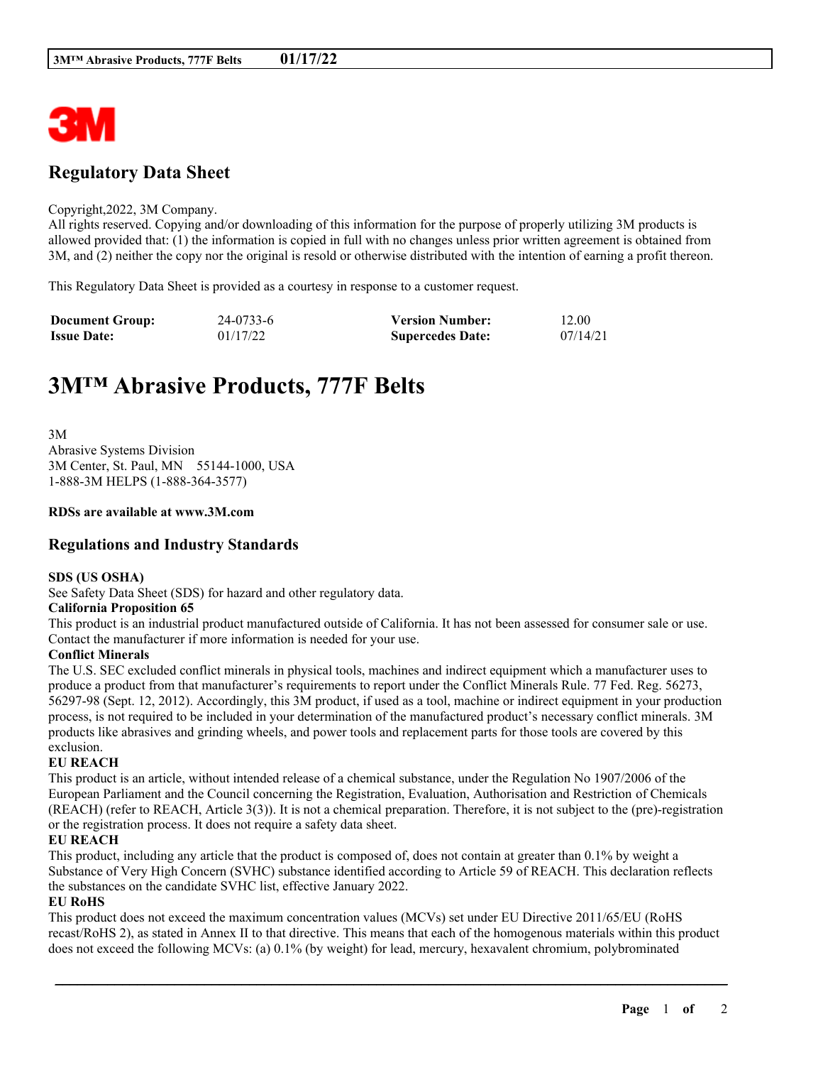## Regulatory Data Sheet

Copyright,2022, 3M Company.
All rights reserved. Copying and/or downloading of this information for the purpose of properly utilizing 3M products is allowed provided that: (1) the information is copied in full with no changes unless prior written agreement is obtained from 3M, and (2) neither the copy nor the original is resold or otherwise distributed with the intention of earning a profit thereon.

This Regulatory Data Sheet is provided as a courtesy in response to a customer request.

| **Document Group:** | 24-0733-6 | **Version Number:** | 12.00 |
|---|---|---|---|
| **Issue Date:** | 01/17/22 | **Supercedes Date:** | 07/14/21 |

# 3M™ Abrasive Products, 777F Belts

3M
Abrasive Systems Division
3M Center, St. Paul, MN 55144-1000, USA
1-888-3M HELPS (1-888-364-3577)

**RDSs are available at www.3M.com**

## Regulations and Industry Standards

**SDS (US OSHA)**
See Safety Data Sheet (SDS) for hazard and other regulatory data.

**California Proposition 65**
This product is an industrial product manufactured outside of California. It has not been assessed for consumer sale or use. Contact the manufacturer if more information is needed for your use.

**Conflict Minerals**
The U.S. SEC excluded conflict minerals in physical tools, machines and indirect equipment which a manufacturer uses to produce a product from that manufacturer's requirements to report under the Conflict Minerals Rule. 77 Fed. Reg. 56273, 56297-98 (Sept. 12, 2012). Accordingly, this 3M product, if used as a tool, machine or indirect equipment in your production process, is not required to be included in your determination of the manufactured product's necessary conflict minerals. 3M products like abrasives and grinding wheels, and power tools and replacement parts for those tools are covered by this exclusion.

**EU REACH**
This product is an article, without intended release of a chemical substance, under the Regulation No 1907/2006 of the European Parliament and the Council concerning the Registration, Evaluation, Authorisation and Restriction of Chemicals (REACH) (refer to REACH, Article 3(3)). It is not a chemical preparation. Therefore, it is not subject to the (pre)-registration or the registration process. It does not require a safety data sheet.

**EU REACH**
This product, including any article that the product is composed of, does not contain at greater than 0.1% by weight a Substance of Very High Concern (SVHC) substance identified according to Article 59 of REACH. This declaration reflects the substances on the candidate SVHC list, effective January 2022.

**EU RoHS**
This product does not exceed the maximum concentration values (MCVs) set under EU Directive 2011/65/EU (RoHS recast/RoHS 2), as stated in Annex II to that directive. This means that each of the homogenous materials within this product does not exceed the following MCVs: (a) 0.1% (by weight) for lead, mercury, hexavalent chromium, polybrominated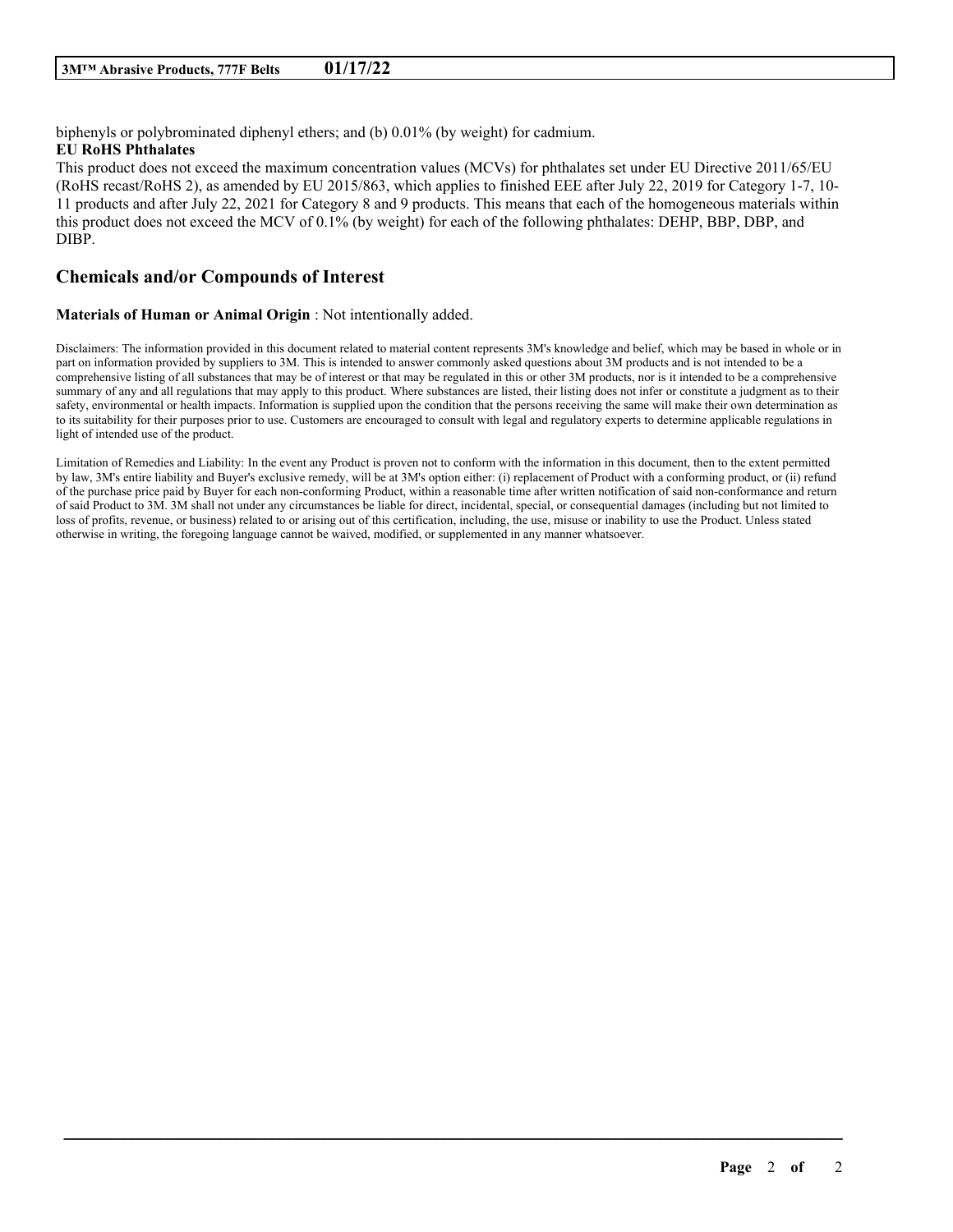biphenyls or polybrominated diphenyl ethers; and (b) 0.01% (by weight) for cadmium.

**EU RoHS Phthalates**

This product does not exceed the maximum concentration values (MCVs) for phthalates set under EU Directive 2011/65/EU (RoHS recast/RoHS 2), as amended by EU 2015/863, which applies to finished EEE after July 22, 2019 for Category 1-7, 10-11 products and after July 22, 2021 for Category 8 and 9 products. This means that each of the homogeneous materials within this product does not exceed the MCV of 0.1% (by weight) for each of the following phthalates: DEHP, BBP, DBP, and DIBP.

## Chemicals and/or Compounds of Interest

**Materials of Human or Animal Origin** : Not intentionally added.

Disclaimers: The information provided in this document related to material content represents 3M's knowledge and belief, which may be based in whole or in part on information provided by suppliers to 3M. This is intended to answer commonly asked questions about 3M products and is not intended to be a comprehensive listing of all substances that may be of interest or that may be regulated in this or other 3M products, nor is it intended to be a comprehensive summary of any and all regulations that may apply to this product. Where substances are listed, their listing does not infer or constitute a judgment as to their safety, environmental or health impacts. Information is supplied upon the condition that the persons receiving the same will make their own determination as to its suitability for their purposes prior to use. Customers are encouraged to consult with legal and regulatory experts to determine applicable regulations in light of intended use of the product.

Limitation of Remedies and Liability: In the event any Product is proven not to conform with the information in this document, then to the extent permitted by law, 3M's entire liability and Buyer's exclusive remedy, will be at 3M's option either: (i) replacement of Product with a conforming product, or (ii) refund of the purchase price paid by Buyer for each non-conforming Product, within a reasonable time after written notification of said non-conformance and return of said Product to 3M. 3M shall not under any circumstances be liable for direct, incidental, special, or consequential damages (including but not limited to loss of profits, revenue, or business) related to or arising out of this certification, including, the use, misuse or inability to use the Product. Unless stated otherwise in writing, the foregoing language cannot be waived, modified, or supplemented in any manner whatsoever.